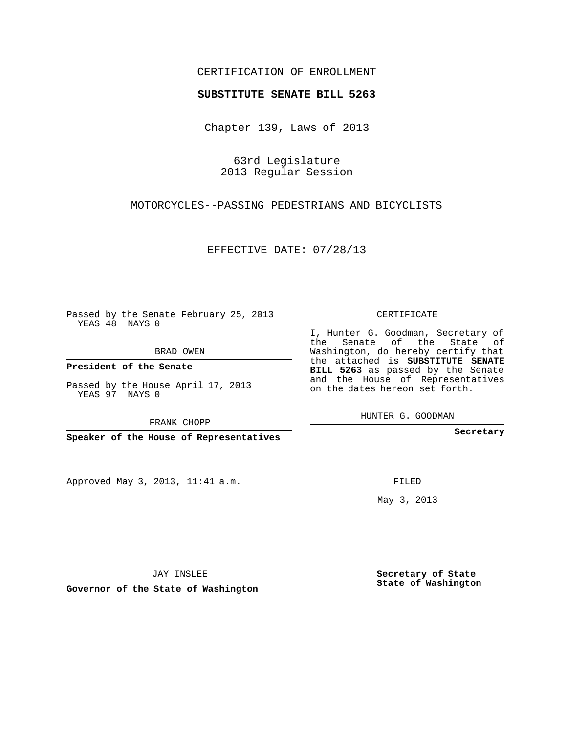CERTIFICATION OF ENROLLMENT

**SUBSTITUTE SENATE BILL 5263**

Chapter 139, Laws of 2013

63rd Legislature
2013 Regular Session

MOTORCYCLES--PASSING PEDESTRIANS AND BICYCLISTS

EFFECTIVE DATE: 07/28/13

Passed by the Senate February 25, 2013
YEAS 48 NAYS 0

BRAD OWEN

**President of the Senate**

Passed by the House April 17, 2013
YEAS 97 NAYS 0

FRANK CHOPP

**Speaker of the House of Representatives**

Approved May 3, 2013, 11:41 a.m.

JAY INSLEE

**Governor of the State of Washington**

CERTIFICATE

I, Hunter G. Goodman, Secretary of the Senate of the State of Washington, do hereby certify that the attached is **SUBSTITUTE SENATE BILL 5263** as passed by the Senate and the House of Representatives on the dates hereon set forth.

HUNTER G. GOODMAN

**Secretary**

FILED

May 3, 2013

**Secretary of State**
**State of Washington**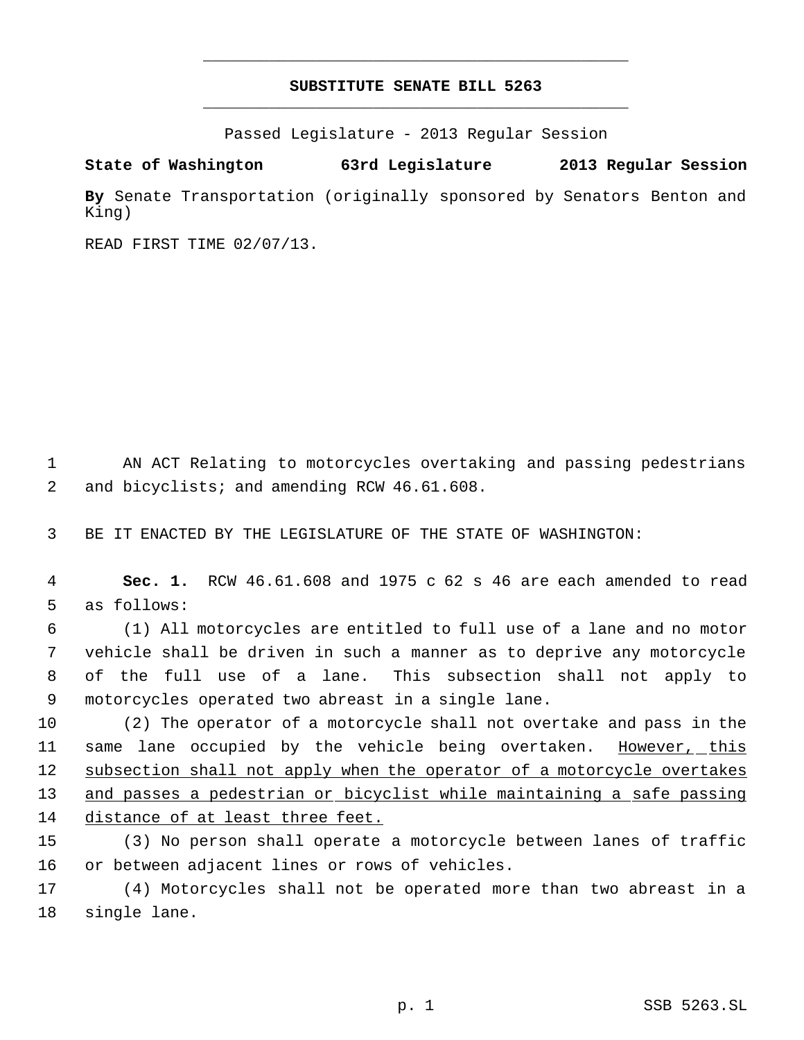# SUBSTITUTE SENATE BILL 5263

Passed Legislature - 2013 Regular Session

**State of Washington 63rd Legislature 2013 Regular Session**

**By** Senate Transportation (originally sponsored by Senators Benton and King)

READ FIRST TIME 02/07/13.

AN ACT Relating to motorcycles overtaking and passing pedestrians and bicyclists; and amending RCW 46.61.608.

BE IT ENACTED BY THE LEGISLATURE OF THE STATE OF WASHINGTON:

**Sec. 1.** RCW 46.61.608 and 1975 c 62 s 46 are each amended to read as follows:

(1) All motorcycles are entitled to full use of a lane and no motor vehicle shall be driven in such a manner as to deprive any motorcycle of the full use of a lane. This subsection shall not apply to motorcycles operated two abreast in a single lane.

(2) The operator of a motorcycle shall not overtake and pass in the same lane occupied by the vehicle being overtaken. <u>However, this subsection shall not apply when the operator of a motorcycle overtakes and passes a pedestrian or bicyclist while maintaining a safe passing distance of at least three feet.</u>

(3) No person shall operate a motorcycle between lanes of traffic or between adjacent lines or rows of vehicles.

(4) Motorcycles shall not be operated more than two abreast in a single lane.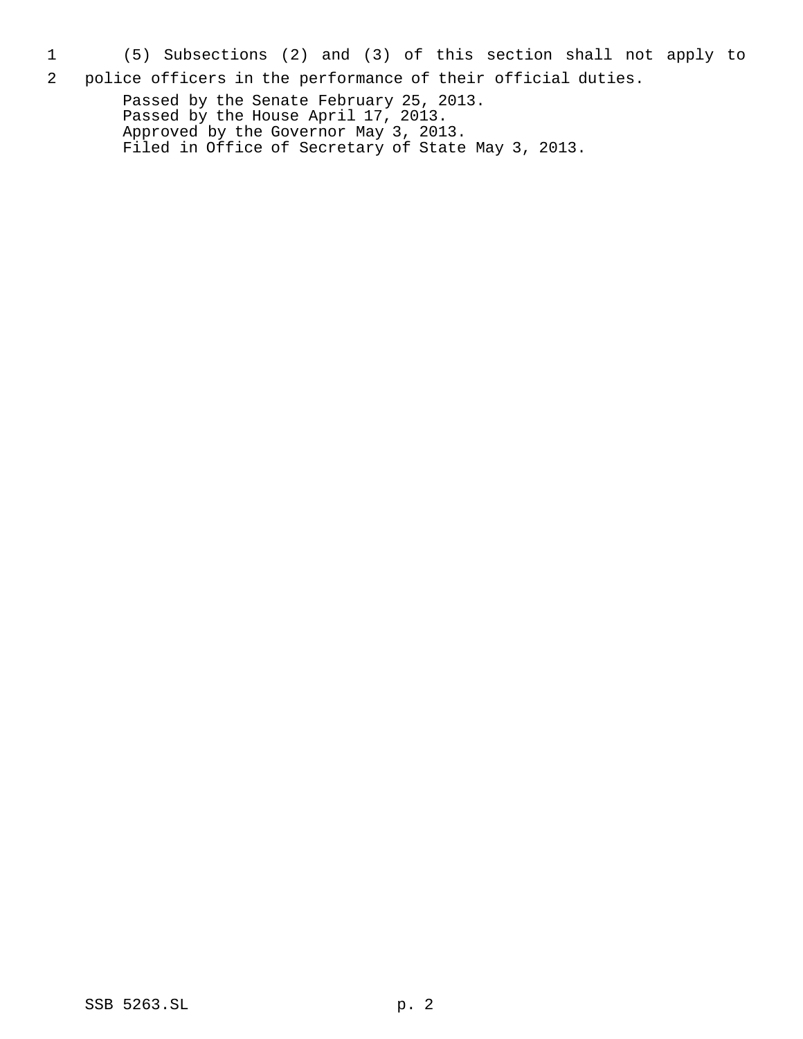(5) Subsections (2) and (3) of this section shall not apply to police officers in the performance of their official duties.

Passed by the Senate February 25, 2013.
Passed by the House April 17, 2013.
Approved by the Governor May 3, 2013.
Filed in Office of Secretary of State May 3, 2013.